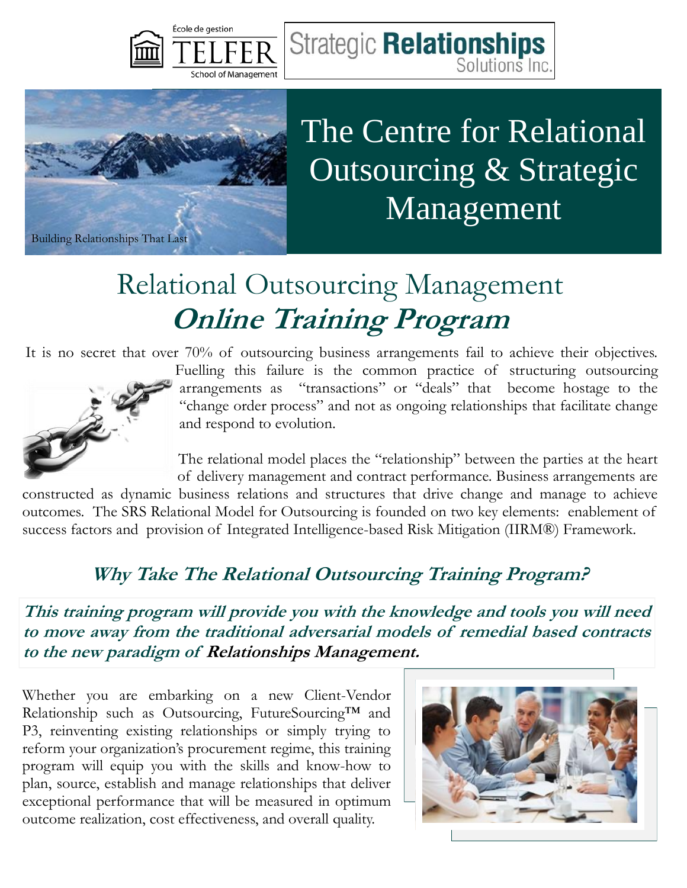École de gestion TELFER School of Management

Strategic **Relationships** Solutions Inc.

Building Relationships That Last

# The Centre for Relational Outsourcing & Strategic Management

## Relational Outsourcing Management
## *Online Training Program*

It is no secret that over 70% of outsourcing business arrangements fail to achieve their objectives. Fuelling this failure is the common practice of structuring outsourcing arrangements as "transactions" or "deals" that become hostage to the "change order process" and not as ongoing relationships that facilitate change and respond to evolution.

The relational model places the "relationship" between the parties at the heart of delivery management and contract performance. Business arrangements are constructed as dynamic business relations and structures that drive change and manage to achieve outcomes. The SRS Relational Model for Outsourcing is founded on two key elements: enablement of success factors and provision of Integrated Intelligence-based Risk Mitigation (IIRM®) Framework.

### *Why Take The Relational Outsourcing Training Program?*

***This training program will provide you with the knowledge and tools you will need to move away from the traditional adversarial models of remedial based contracts to the new paradigm of Relationships Management.***

Whether you are embarking on a new Client-Vendor Relationship such as Outsourcing, FutureSourcing™ and P3, reinventing existing relationships or simply trying to reform your organization's procurement regime, this training program will equip you with the skills and know-how to plan, source, establish and manage relationships that deliver exceptional performance that will be measured in optimum outcome realization, cost effectiveness, and overall quality.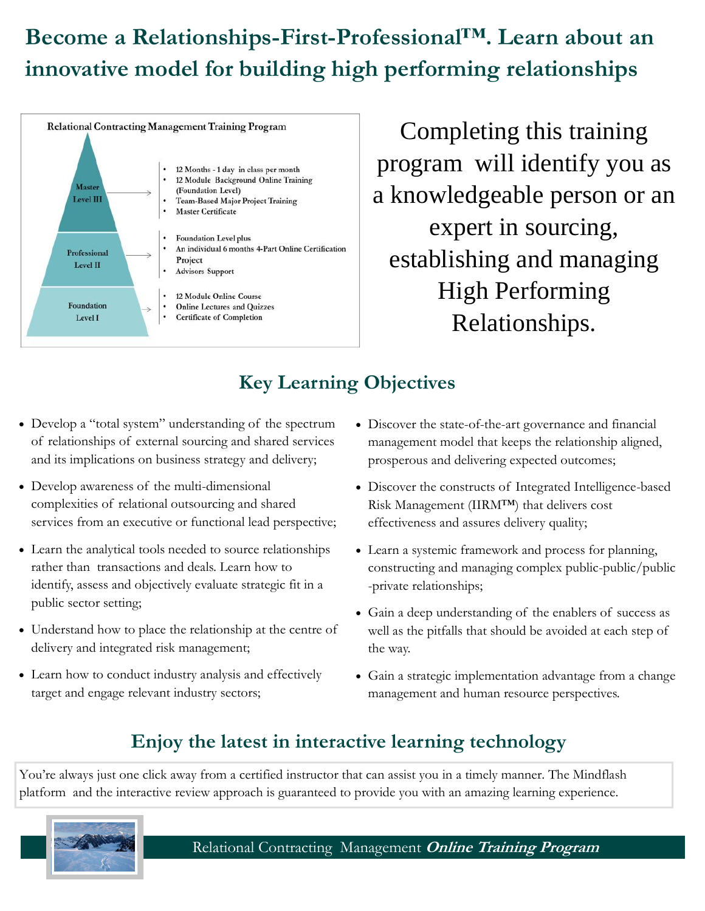# Become a Relationships-First-Professional™. Learn about an innovative model for building high performing relationships

**Relational Contracting Management Training Program**

**Master Level III**
- 12 Months - 1 day in class per month
- 12 Module Background Online Training (Foundation Level)
- Team-Based Major Project Training
- Master Certificate

**Professional Level II**
- Foundation Level plus
- An individual 6 months 4-Part Online Certification Project
- Advisors Support

**Foundation Level I**
- 12 Module Online Course
- Online Lectures and Quizzes
- Certificate of Completion

Completing this training program will identify you as a knowledgeable person or an expert in sourcing, establishing and managing High Performing Relationships.

## Key Learning Objectives

- Develop a "total system" understanding of the spectrum of relationships of external sourcing and shared services and its implications on business strategy and delivery;
- Develop awareness of the multi-dimensional complexities of relational outsourcing and shared services from an executive or functional lead perspective;
- Learn the analytical tools needed to source relationships rather than transactions and deals. Learn how to identify, assess and objectively evaluate strategic fit in a public sector setting;
- Understand how to place the relationship at the centre of delivery and integrated risk management;
- Learn how to conduct industry analysis and effectively target and engage relevant industry sectors;
- Discover the state-of-the-art governance and financial management model that keeps the relationship aligned, prosperous and delivering expected outcomes;
- Discover the constructs of Integrated Intelligence-based Risk Management (IIRM™) that delivers cost effectiveness and assures delivery quality;
- Learn a systemic framework and process for planning, constructing and managing complex public-public/public-private relationships;
- Gain a deep understanding of the enablers of success as well as the pitfalls that should be avoided at each step of the way.
- Gain a strategic implementation advantage from a change management and human resource perspectives.

## Enjoy the latest in interactive learning technology

You're always just one click away from a certified instructor that can assist you in a timely manner. The Mindflash platform and the interactive review approach is guaranteed to provide you with an amazing learning experience.

Relational Contracting Management ***Online Training Program***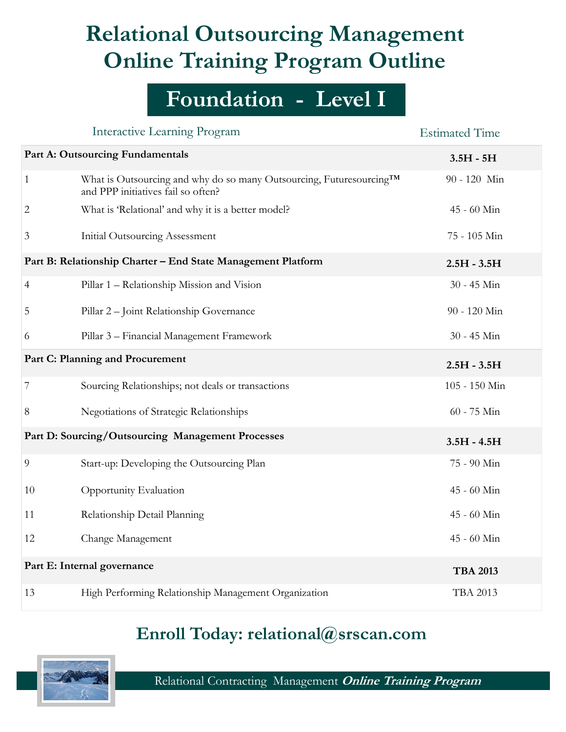# Relational Outsourcing Management Online Training Program Outline

## Foundation - Level I

| | Interactive Learning Program | Estimated Time |
|---|---|---|
| **Part A: Outsourcing Fundamentals** | | **3.5H - 5H** |
| 1 | What is Outsourcing and why do so many Outsourcing, Futuresourcing™ and PPP initiatives fail so often? | 90 - 120 Min |
| 2 | What is 'Relational' and why it is a better model? | 45 - 60 Min |
| 3 | Initial Outsourcing Assessment | 75 - 105 Min |
| **Part B: Relationship Charter – End State Management Platform** | | **2.5H - 3.5H** |
| 4 | Pillar 1 – Relationship Mission and Vision | 30 - 45 Min |
| 5 | Pillar 2 – Joint Relationship Governance | 90 - 120 Min |
| 6 | Pillar 3 – Financial Management Framework | 30 - 45 Min |
| **Part C: Planning and Procurement** | | **2.5H - 3.5H** |
| 7 | Sourcing Relationships; not deals or transactions | 105 - 150 Min |
| 8 | Negotiations of Strategic Relationships | 60 - 75 Min |
| **Part D: Sourcing/Outsourcing Management Processes** | | **3.5H - 4.5H** |
| 9 | Start-up: Developing the Outsourcing Plan | 75 - 90 Min |
| 10 | Opportunity Evaluation | 45 - 60 Min |
| 11 | Relationship Detail Planning | 45 - 60 Min |
| 12 | Change Management | 45 - 60 Min |
| **Part E: Internal governance** | | **TBA 2013** |
| 13 | High Performing Relationship Management Organization | TBA 2013 |

## Enroll Today: relational@srscan.com

Relational Contracting Management ***Online Training Program***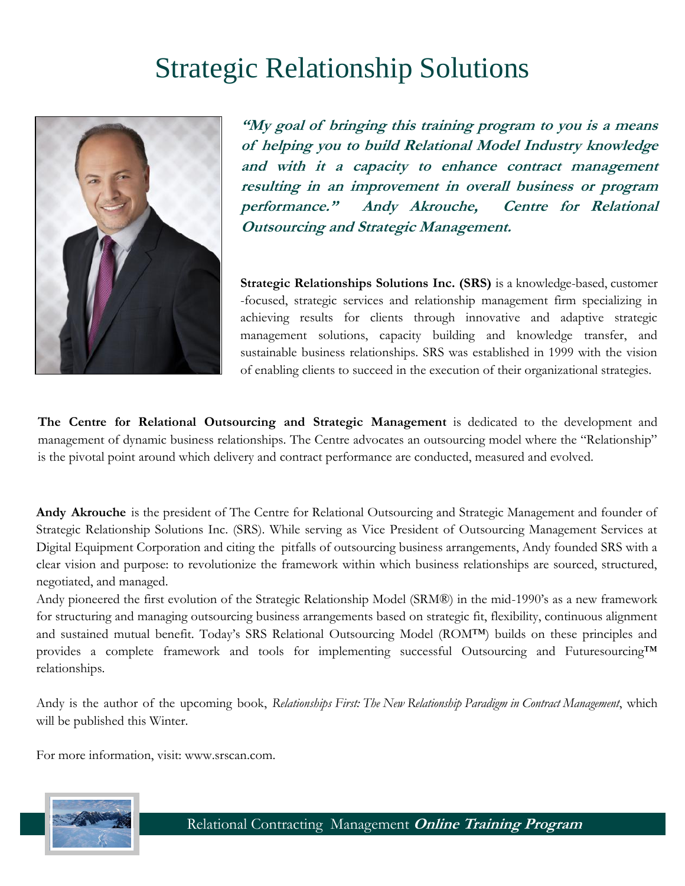# Strategic Relationship Solutions

***"My goal of bringing this training program to you is a means of helping you to build Relational Model Industry knowledge and with it a capacity to enhance contract management resulting in an improvement in overall business or program performance." Andy Akrouche, Centre for Relational Outsourcing and Strategic Management.***

**Strategic Relationships Solutions Inc. (SRS)** is a knowledge-based, customer -focused, strategic services and relationship management firm specializing in achieving results for clients through innovative and adaptive strategic management solutions, capacity building and knowledge transfer, and sustainable business relationships. SRS was established in 1999 with the vision of enabling clients to succeed in the execution of their organizational strategies.

**The Centre for Relational Outsourcing and Strategic Management** is dedicated to the development and management of dynamic business relationships. The Centre advocates an outsourcing model where the "Relationship" is the pivotal point around which delivery and contract performance are conducted, measured and evolved.

**Andy Akrouche** is the president of The Centre for Relational Outsourcing and Strategic Management and founder of Strategic Relationship Solutions Inc. (SRS). While serving as Vice President of Outsourcing Management Services at Digital Equipment Corporation and citing the pitfalls of outsourcing business arrangements, Andy founded SRS with a clear vision and purpose: to revolutionize the framework within which business relationships are sourced, structured, negotiated, and managed.

Andy pioneered the first evolution of the Strategic Relationship Model (SRM®) in the mid-1990's as a new framework for structuring and managing outsourcing business arrangements based on strategic fit, flexibility, continuous alignment and sustained mutual benefit. Today's SRS Relational Outsourcing Model (ROM™) builds on these principles and provides a complete framework and tools for implementing successful Outsourcing and Futuresourcing™ relationships.

Andy is the author of the upcoming book, *Relationships First: The New Relationship Paradigm in Contract Management*, which will be published this Winter.

For more information, visit: www.srscan.com.

Relational Contracting Management ***Online Training Program***